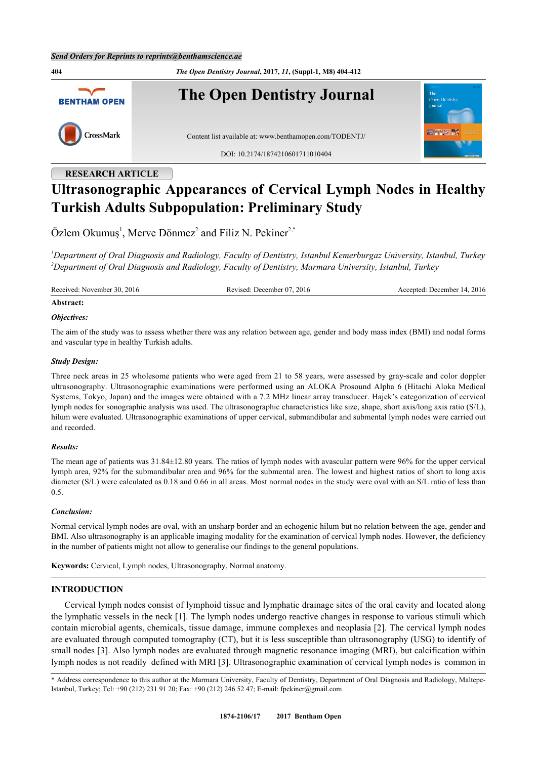RESEARCH ARTICLE

# Ultrasonographic Appearances of Cervical Lymph Nodes in Healthy Turkish Adults Subpopulation: Preliminary Study

Özlem Okumuş[1], Merve Dönmez[2] and Filiz N. Pekiner[2,*]

[1]*Department of Oral Diagnosis and Radiology, Faculty of Dentistry, Istanbul Kemerburgaz University, Istanbul, Turkey*
[2]*Department of Oral Diagnosis and Radiology, Faculty of Dentistry, Marmara University, Istanbul, Turkey*

Received: November 30, 2016 Revised: December 07, 2016 Accepted: December 14, 2016

**Abstract:**

***Objectives:***

The aim of the study was to assess whether there was any relation between age, gender and body mass index (BMI) and nodal forms and vascular type in healthy Turkish adults.

***Study Design:***

Three neck areas in 25 wholesome patients who were aged from 21 to 58 years, were assessed by gray-scale and color doppler ultrasonography. Ultrasonographic examinations were performed using an ALOKA Prosound Alpha 6 (Hitachi Aloka Medical Systems, Tokyo, Japan) and the images were obtained with a 7.2 MHz linear array transducer. Hajek's categorization of cervical lymph nodes for sonographic analysis was used. The ultrasonographic characteristics like size, shape, short axis/long axis ratio (S/L), hilum were evaluated. Ultrasonographic examinations of upper cervical, submandibular and submental lymph nodes were carried out and recorded.

***Results:***

The mean age of patients was 31.84±12.80 years. The ratios of lymph nodes with avascular pattern were 96% for the upper cervical lymph area, 92% for the submandibular area and 96% for the submental area. The lowest and highest ratios of short to long axis diameter (S/L) were calculated as 0.18 and 0.66 in all areas. Most normal nodes in the study were oval with an S/L ratio of less than 0.5.

***Conclusion:***

Normal cervical lymph nodes are oval, with an unsharp border and an echogenic hilum but no relation between the age, gender and BMI. Also ultrasonography is an applicable imaging modality for the examination of cervical lymph nodes. However, the deficiency in the number of patients might not allow to generalise our findings to the general populations.

**Keywords:** Cervical, Lymph nodes, Ultrasonography, Normal anatomy.

## INTRODUCTION

Cervical lymph nodes consist of lymphoid tissue and lymphatic drainage sites of the oral cavity and located along the lymphatic vessels in the neck [1]. The lymph nodes undergo reactive changes in response to various stimuli which contain microbial agents, chemicals, tissue damage, immune complexes and neoplasia [2]. The cervical lymph nodes are evaluated through computed tomography (CT), but it is less susceptible than ultrasonography (USG) to identify of small nodes [3]. Also lymph nodes are evaluated through magnetic resonance imaging (MRI), but calcification within lymph nodes is not readily defined with MRI [3]. Ultrasonographic examination of cervical lymph nodes is common in

\* Address correspondence to this author at the Marmara University, Faculty of Dentistry, Department of Oral Diagnosis and Radiology, Maltepe-Istanbul, Turkey; Tel: +90 (212) 231 91 20; Fax: +90 (212) 246 52 47; E-mail: fpekiner@gmail.com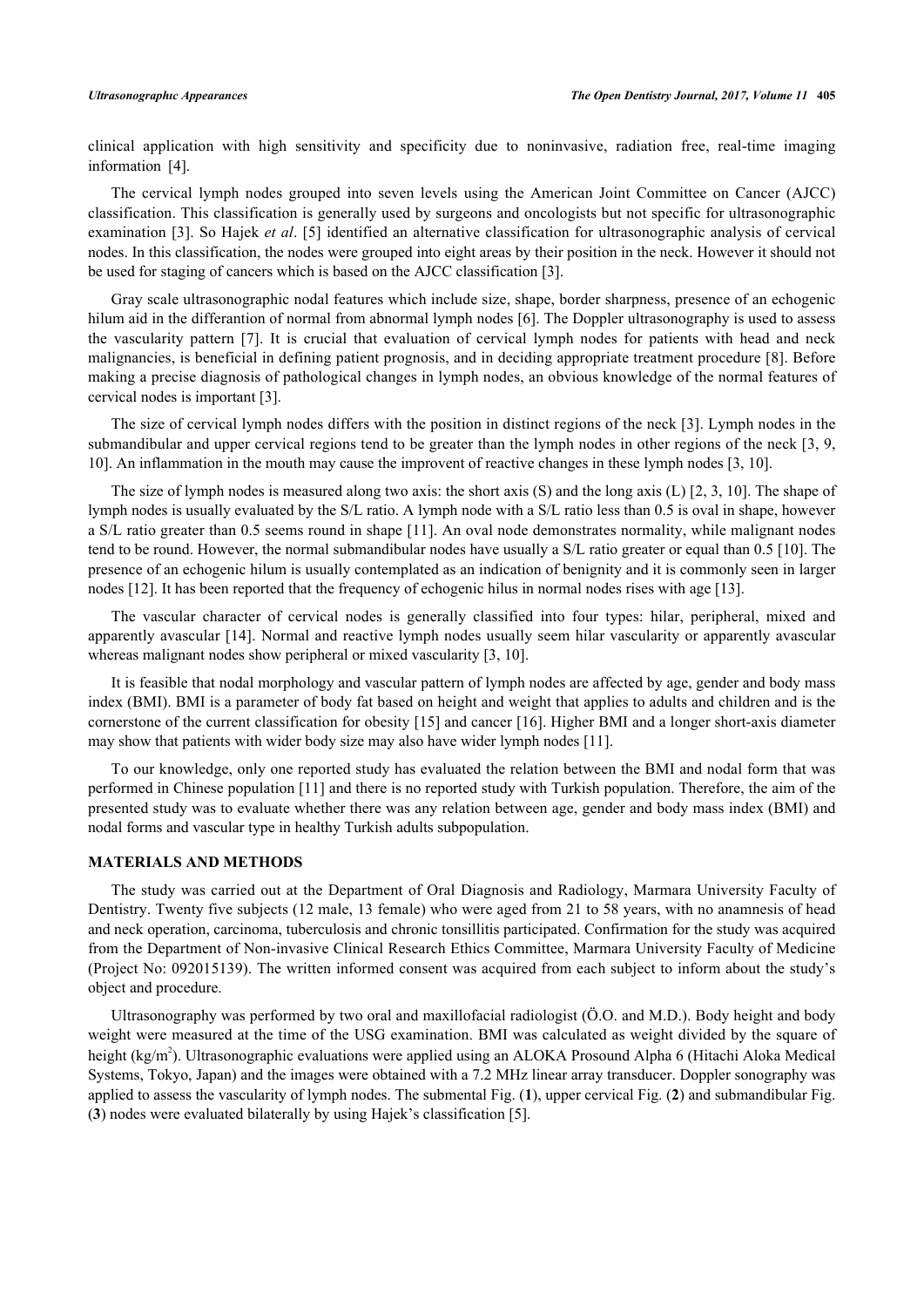clinical application with high sensitivity and specificity due to noninvasive, radiation free, real-time imaging information [4].

The cervical lymph nodes grouped into seven levels using the American Joint Committee on Cancer (AJCC) classification. This classification is generally used by surgeons and oncologists but not specific for ultrasonographic examination [3]. So Hajek *et al*. [5] identified an alternative classification for ultrasonographic analysis of cervical nodes. In this classification, the nodes were grouped into eight areas by their position in the neck. However it should not be used for staging of cancers which is based on the AJCC classification [3].

Gray scale ultrasonographic nodal features which include size, shape, border sharpness, presence of an echogenic hilum aid in the differantion of normal from abnormal lymph nodes [6]. The Doppler ultrasonography is used to assess the vascularity pattern [7]. It is crucial that evaluation of cervical lymph nodes for patients with head and neck malignancies, is beneficial in defining patient prognosis, and in deciding appropriate treatment procedure [8]. Before making a precise diagnosis of pathological changes in lymph nodes, an obvious knowledge of the normal features of cervical nodes is important [3].

The size of cervical lymph nodes differs with the position in distinct regions of the neck [3]. Lymph nodes in the submandibular and upper cervical regions tend to be greater than the lymph nodes in other regions of the neck [3, 9, 10]. An inflammation in the mouth may cause the improvent of reactive changes in these lymph nodes [3, 10].

The size of lymph nodes is measured along two axis: the short axis (S) and the long axis (L) [2, 3, 10]. The shape of lymph nodes is usually evaluated by the S/L ratio. A lymph node with a S/L ratio less than 0.5 is oval in shape, however a S/L ratio greater than 0.5 seems round in shape [11]. An oval node demonstrates normality, while malignant nodes tend to be round. However, the normal submandibular nodes have usually a S/L ratio greater or equal than 0.5 [10]. The presence of an echogenic hilum is usually contemplated as an indication of benignity and it is commonly seen in larger nodes [12]. It has been reported that the frequency of echogenic hilus in normal nodes rises with age [13].

The vascular character of cervical nodes is generally classified into four types: hilar, peripheral, mixed and apparently avascular [14]. Normal and reactive lymph nodes usually seem hilar vascularity or apparently avascular whereas malignant nodes show peripheral or mixed vascularity [3, 10].

It is feasible that nodal morphology and vascular pattern of lymph nodes are affected by age, gender and body mass index (BMI). BMI is a parameter of body fat based on height and weight that applies to adults and children and is the cornerstone of the current classification for obesity [15] and cancer [16]. Higher BMI and a longer short-axis diameter may show that patients with wider body size may also have wider lymph nodes [11].

To our knowledge, only one reported study has evaluated the relation between the BMI and nodal form that was performed in Chinese population [11] and there is no reported study with Turkish population. Therefore, the aim of the presented study was to evaluate whether there was any relation between age, gender and body mass index (BMI) and nodal forms and vascular type in healthy Turkish adults subpopulation.

## MATERIALS AND METHODS

The study was carried out at the Department of Oral Diagnosis and Radiology, Marmara University Faculty of Dentistry. Twenty five subjects (12 male, 13 female) who were aged from 21 to 58 years, with no anamnesis of head and neck operation, carcinoma, tuberculosis and chronic tonsillitis participated. Confirmation for the study was acquired from the Department of Non-invasive Clinical Research Ethics Committee, Marmara University Faculty of Medicine (Project No: 092015139). The written informed consent was acquired from each subject to inform about the study's object and procedure.

Ultrasonography was performed by two oral and maxillofacial radiologist (Ö.O. and M.D.). Body height and body weight were measured at the time of the USG examination. BMI was calculated as weight divided by the square of height (kg/m$^2$). Ultrasonographic evaluations were applied using an ALOKA Prosound Alpha 6 (Hitachi Aloka Medical Systems, Tokyo, Japan) and the images were obtained with a 7.2 MHz linear array transducer. Doppler sonography was applied to assess the vascularity of lymph nodes. The submental Fig. (**1**), upper cervical Fig. (**2**) and submandibular Fig. (**3**) nodes were evaluated bilaterally by using Hajek's classification [5].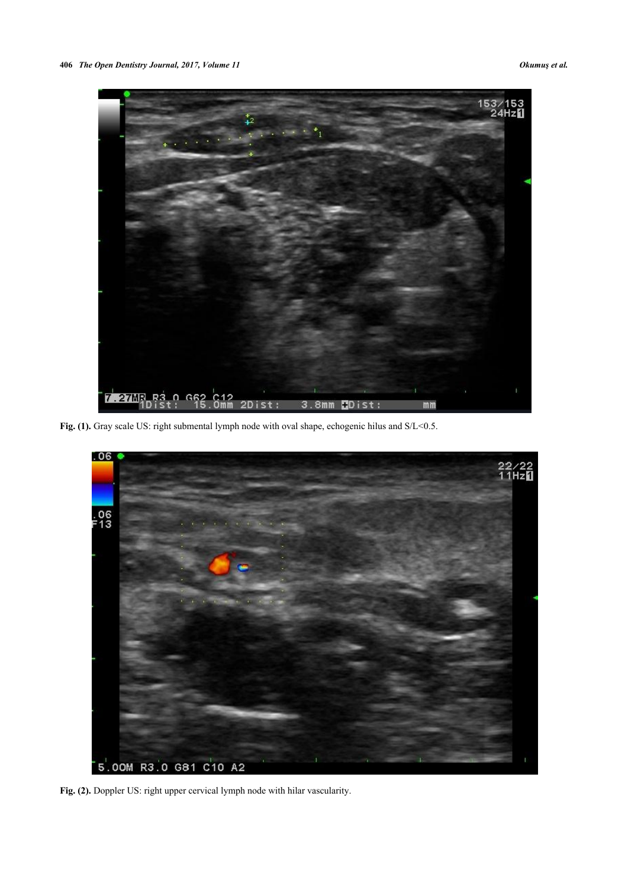**Fig. (1).** Gray scale US: right submental lymph node with oval shape, echogenic hilus and S/L<0.5.

**Fig. (2).** Doppler US: right upper cervical lymph node with hilar vascularity.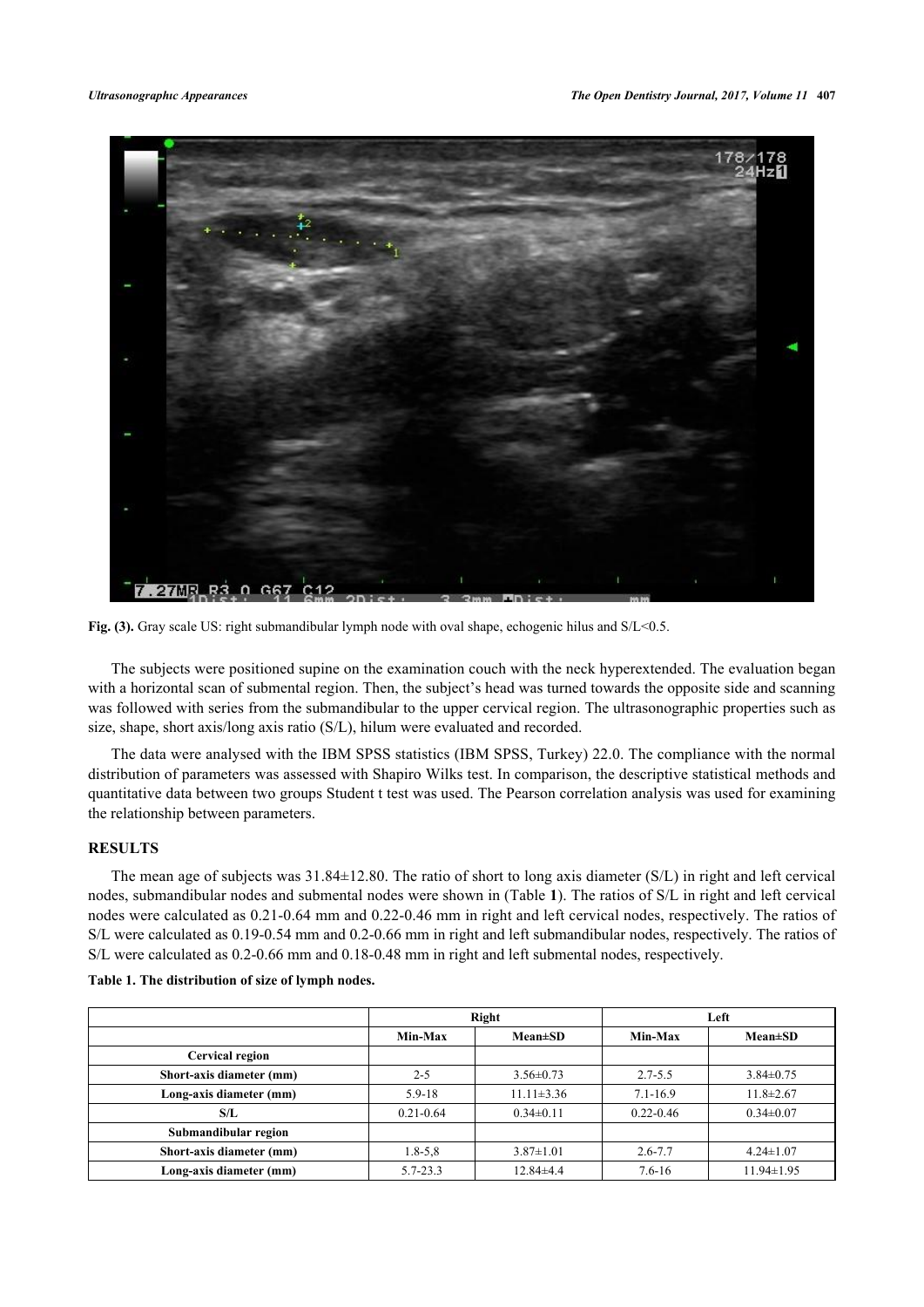**Fig. (3).** Gray scale US: right submandibular lymph node with oval shape, echogenic hilus and S/L<0.5.

The subjects were positioned supine on the examination couch with the neck hyperextended. The evaluation began with a horizontal scan of submental region. Then, the subject's head was turned towards the opposite side and scanning was followed with series from the submandibular to the upper cervical region. The ultrasonographic properties such as size, shape, short axis/long axis ratio (S/L), hilum were evaluated and recorded.

The data were analysed with the IBM SPSS statistics (IBM SPSS, Turkey) 22.0. The compliance with the normal distribution of parameters was assessed with Shapiro Wilks test. In comparison, the descriptive statistical methods and quantitative data between two groups Student t test was used. The Pearson correlation analysis was used for examining the relationship between parameters.

## RESULTS

The mean age of subjects was 31.84±12.80. The ratio of short to long axis diameter (S/L) in right and left cervical nodes, submandibular nodes and submental nodes were shown in (Table **1**). The ratios of S/L in right and left cervical nodes were calculated as 0.21-0.64 mm and 0.22-0.46 mm in right and left cervical nodes, respectively. The ratios of S/L were calculated as 0.19-0.54 mm and 0.2-0.66 mm in right and left submandibular nodes, respectively. The ratios of S/L were calculated as 0.2-0.66 mm and 0.18-0.48 mm in right and left submental nodes, respectively.

**Table 1. The distribution of size of lymph nodes.**

| | Right | | Left | |
|---|---|---|---|---|
| | Min-Max | Mean±SD | Min-Max | Mean±SD |
| **Cervical region** | | | | |
| **Short-axis diameter (mm)** | 2-5 | 3.56±0.73 | 2.7-5.5 | 3.84±0.75 |
| **Long-axis diameter (mm)** | 5.9-18 | 11.11±3.36 | 7.1-16.9 | 11.8±2.67 |
| **S/L** | 0.21-0.64 | 0.34±0.11 | 0.22-0.46 | 0.34±0.07 |
| **Submandibular region** | | | | |
| **Short-axis diameter (mm)** | 1.8-5,8 | 3.87±1.01 | 2.6-7.7 | 4.24±1.07 |
| **Long-axis diameter (mm)** | 5.7-23.3 | 12.84±4.4 | 7.6-16 | 11.94±1.95 |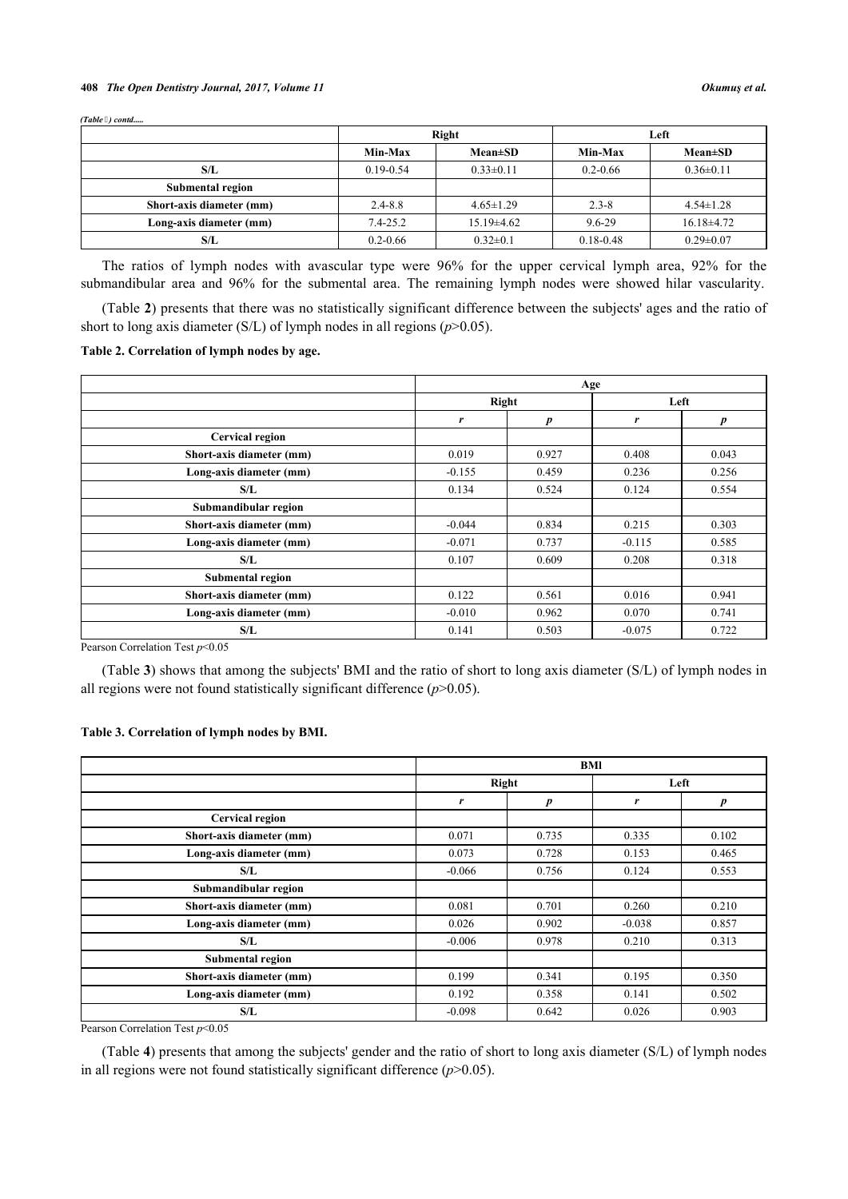*(Table 1) contd.....*

| | Right | | Left | |
|---|---|---|---|---|
| | Min-Max | Mean±SD | Min-Max | Mean±SD |
| **S/L** | 0.19-0.54 | 0.33±0.11 | 0.2-0.66 | 0.36±0.11 |
| **Submental region** | | | | |
| **Short-axis diameter (mm)** | 2.4-8.8 | 4.65±1.29 | 2.3-8 | 4.54±1.28 |
| **Long-axis diameter (mm)** | 7.4-25.2 | 15.19±4.62 | 9.6-29 | 16.18±4.72 |
| **S/L** | 0.2-0.66 | 0.32±0.1 | 0.18-0.48 | 0.29±0.07 |

The ratios of lymph nodes with avascular type were 96% for the upper cervical lymph area, 92% for the submandibular area and 96% for the submental area. The remaining lymph nodes were showed hilar vascularity.

(Table **2**) presents that there was no statistically significant difference between the subjects' ages and the ratio of short to long axis diameter (S/L) of lymph nodes in all regions ($p$>0.05).

**Table 2. Correlation of lymph nodes by age.**

| | Age | | | |
|---|---|---|---|---|
| | Right | | Left | |
| | $r$ | $p$ | $r$ | $p$ |
| **Cervical region** | | | | |
| **Short-axis diameter (mm)** | 0.019 | 0.927 | 0.408 | 0.043 |
| **Long-axis diameter (mm)** | -0.155 | 0.459 | 0.236 | 0.256 |
| **S/L** | 0.134 | 0.524 | 0.124 | 0.554 |
| **Submandibular region** | | | | |
| **Short-axis diameter (mm)** | -0.044 | 0.834 | 0.215 | 0.303 |
| **Long-axis diameter (mm)** | -0.071 | 0.737 | -0.115 | 0.585 |
| **S/L** | 0.107 | 0.609 | 0.208 | 0.318 |
| **Submental region** | | | | |
| **Short-axis diameter (mm)** | 0.122 | 0.561 | 0.016 | 0.941 |
| **Long-axis diameter (mm)** | -0.010 | 0.962 | 0.070 | 0.741 |
| **S/L** | 0.141 | 0.503 | -0.075 | 0.722 |

Pearson Correlation Test $p$<0.05

(Table **3**) shows that among the subjects' BMI and the ratio of short to long axis diameter (S/L) of lymph nodes in all regions were not found statistically significant difference ($p$>0.05).

**Table 3. Correlation of lymph nodes by BMI.**

| | BMI | | | |
|---|---|---|---|---|
| | Right | | Left | |
| | $r$ | $p$ | $r$ | $p$ |
| **Cervical region** | | | | |
| **Short-axis diameter (mm)** | 0.071 | 0.735 | 0.335 | 0.102 |
| **Long-axis diameter (mm)** | 0.073 | 0.728 | 0.153 | 0.465 |
| **S/L** | -0.066 | 0.756 | 0.124 | 0.553 |
| **Submandibular region** | | | | |
| **Short-axis diameter (mm)** | 0.081 | 0.701 | 0.260 | 0.210 |
| **Long-axis diameter (mm)** | 0.026 | 0.902 | -0.038 | 0.857 |
| **S/L** | -0.006 | 0.978 | 0.210 | 0.313 |
| **Submental region** | | | | |
| **Short-axis diameter (mm)** | 0.199 | 0.341 | 0.195 | 0.350 |
| **Long-axis diameter (mm)** | 0.192 | 0.358 | 0.141 | 0.502 |
| **S/L** | -0.098 | 0.642 | 0.026 | 0.903 |

Pearson Correlation Test $p$<0.05

(Table **4**) presents that among the subjects' gender and the ratio of short to long axis diameter (S/L) of lymph nodes in all regions were not found statistically significant difference ($p$>0.05).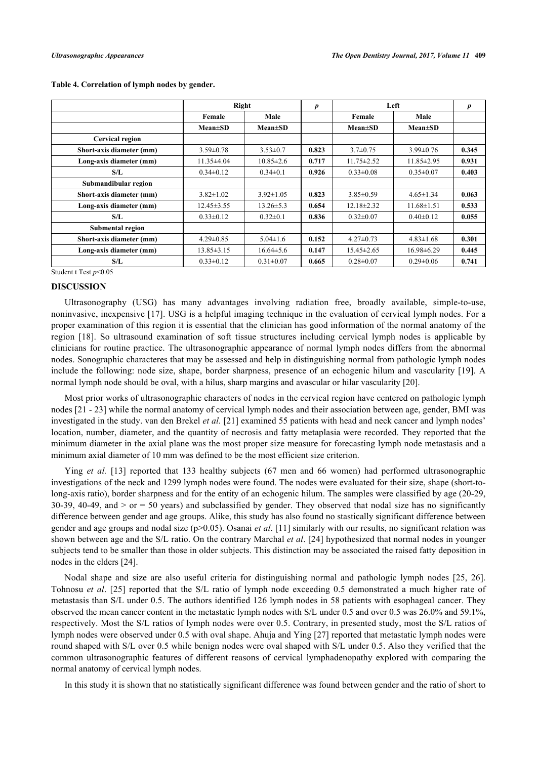**Table 4. Correlation of lymph nodes by gender.**

| | Right | | *p* | Left | | *p* |
|---|---|---|---|---|---|---|
| | Female | Male | | Female | Male | |
| | Mean±SD | Mean±SD | | Mean±SD | Mean±SD | |
| **Cervical region** | | | | | | |
| **Short-axis diameter (mm)** | 3.59±0.78 | 3.53±0.7 | **0.823** | 3.7±0.75 | 3.99±0.76 | **0.345** |
| **Long-axis diameter (mm)** | 11.35±4.04 | 10.85±2.6 | **0.717** | 11.75±2.52 | 11.85±2.95 | **0.931** |
| **S/L** | 0.34±0.12 | 0.34±0.1 | **0.926** | 0.33±0.08 | 0.35±0.07 | **0.403** |
| **Submandibular region** | | | | | | |
| **Short-axis diameter (mm)** | 3.82±1.02 | 3.92±1.05 | **0.823** | 3.85±0.59 | 4.65±1.34 | **0.063** |
| **Long-axis diameter (mm)** | 12.45±3.55 | 13.26±5.3 | **0.654** | 12.18±2.32 | 11.68±1.51 | **0.533** |
| **S/L** | 0.33±0.12 | 0.32±0.1 | **0.836** | 0.32±0.07 | 0.40±0.12 | **0.055** |
| **Submental region** | | | | | | |
| **Short-axis diameter (mm)** | 4.29±0.85 | 5.04±1.6 | **0.152** | 4.27±0.73 | 4.83±1.68 | **0.301** |
| **Long-axis diameter (mm)** | 13.85±3.15 | 16.64±5.6 | **0.147** | 15.45±2.65 | 16.98±6.29 | **0.445** |
| **S/L** | 0.33±0.12 | 0.31±0.07 | **0.665** | 0.28±0.07 | 0.29±0.06 | **0.741** |

Student t Test $p<0.05$

## DISCUSSION

Ultrasonography (USG) has many advantages involving radiation free, broadly available, simple-to-use, noninvasive, inexpensive [17]. USG is a helpful imaging technique in the evaluation of cervical lymph nodes. For a proper examination of this region it is essential that the clinician has good information of the normal anatomy of the region [18]. So ultrasound examination of soft tissue structures including cervical lymph nodes is applicable by clinicians for routine practice. The ultrasonographic appearance of normal lymph nodes differs from the abnormal nodes. Sonographic characteres that may be assessed and help in distinguishing normal from pathologic lymph nodes include the following: node size, shape, border sharpness, presence of an echogenic hilum and vascularity [19]. A normal lymph node should be oval, with a hilus, sharp margins and avascular or hilar vascularity [20].

Most prior works of ultrasonographic characters of nodes in the cervical region have centered on pathologic lymph nodes [21 - 23] while the normal anatomy of cervical lymph nodes and their association between age, gender, BMI was investigated in the study. van den Brekel *et al.* [21] examined 55 patients with head and neck cancer and lymph nodes' location, number, diameter, and the quantity of necrosis and fatty metaplasia were recorded. They reported that the minimum diameter in the axial plane was the most proper size measure for forecasting lymph node metastasis and a minimum axial diameter of 10 mm was defined to be the most efficient size criterion.

Ying *et al.* [13] reported that 133 healthy subjects (67 men and 66 women) had performed ultrasonographic investigations of the neck and 1299 lymph nodes were found. The nodes were evaluated for their size, shape (short-to-long-axis ratio), border sharpness and for the entity of an echogenic hilum. The samples were classified by age (20-29, 30-39, 40-49, and > or = 50 years) and subclassified by gender. They observed that nodal size has no significantly difference between gender and age groups. Alike, this study has also found no stastically significant difference between gender and age groups and nodal size (p>0.05). Osanai *et al*. [11] similarly with our results, no significant relation was shown between age and the S/L ratio. On the contrary Marchal *et al*. [24] hypothesized that normal nodes in younger subjects tend to be smaller than those in older subjects. This distinction may be associated the raised fatty deposition in nodes in the elders [24].

Nodal shape and size are also useful criteria for distinguishing normal and pathologic lymph nodes [25, 26]. Tohnosu *et al*. [25] reported that the S/L ratio of lymph node exceeding 0.5 demonstrated a much higher rate of metastasis than S/L under 0.5. The authors identified 126 lymph nodes in 58 patients with esophageal cancer. They observed the mean cancer content in the metastatic lymph nodes with S/L under 0.5 and over 0.5 was 26.0% and 59.1%, respectively. Most the S/L ratios of lymph nodes were over 0.5. Contrary, in presented study, most the S/L ratios of lymph nodes were observed under 0.5 with oval shape. Ahuja and Ying [27] reported that metastatic lymph nodes were round shaped with S/L over 0.5 while benign nodes were oval shaped with S/L under 0.5. Also they verified that the common ultrasonographic features of different reasons of cervical lymphadenopathy explored with comparing the normal anatomy of cervical lymph nodes.

In this study it is shown that no statistically significant difference was found between gender and the ratio of short to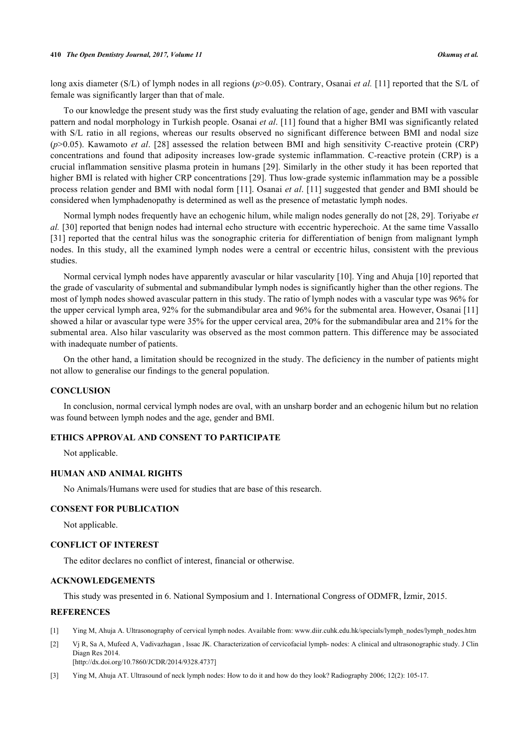long axis diameter (S/L) of lymph nodes in all regions ($p$>0.05). Contrary, Osanai *et al.* [11] reported that the S/L of female was significantly larger than that of male.

To our knowledge the present study was the first study evaluating the relation of age, gender and BMI with vascular pattern and nodal morphology in Turkish people. Osanai *et al*. [11] found that a higher BMI was significantly related with S/L ratio in all regions, whereas our results observed no significant difference between BMI and nodal size ($p$>0.05). Kawamoto *et al*. [28] assessed the relation between BMI and high sensitivity C-reactive protein (CRP) concentrations and found that adiposity increases low-grade systemic inflammation. C-reactive protein (CRP) is a crucial inflammation sensitive plasma protein in humans [29]. Similarly in the other study it has been reported that higher BMI is related with higher CRP concentrations [29]. Thus low-grade systemic inflammation may be a possible process relation gender and BMI with nodal form [11]. Osanai *et al*. [11] suggested that gender and BMI should be considered when lymphadenopathy is determined as well as the presence of metastatic lymph nodes.

Normal lymph nodes frequently have an echogenic hilum, while malign nodes generally do not [28, 29]. Toriyabe *et al.* [30] reported that benign nodes had internal echo structure with eccentric hyperechoic. At the same time Vassallo [31] reported that the central hilus was the sonographic criteria for differentiation of benign from malignant lymph nodes. In this study, all the examined lymph nodes were a central or eccentric hilus, consistent with the previous studies.

Normal cervical lymph nodes have apparently avascular or hilar vascularity [10]. Ying and Ahuja [10] reported that the grade of vascularity of submental and submandibular lymph nodes is significantly higher than the other regions. The most of lymph nodes showed avascular pattern in this study. The ratio of lymph nodes with a vascular type was 96% for the upper cervical lymph area, 92% for the submandibular area and 96% for the submental area. However, Osanai [11] showed a hilar or avascular type were 35% for the upper cervical area, 20% for the submandibular area and 21% for the submental area. Also hilar vascularity was observed as the most common pattern. This difference may be associated with inadequate number of patients.

On the other hand, a limitation should be recognized in the study. The deficiency in the number of patients might not allow to generalise our findings to the general population.

## CONCLUSION

In conclusion, normal cervical lymph nodes are oval, with an unsharp border and an echogenic hilum but no relation was found between lymph nodes and the age, gender and BMI.

## ETHICS APPROVAL AND CONSENT TO PARTICIPATE

Not applicable.

## HUMAN AND ANIMAL RIGHTS

No Animals/Humans were used for studies that are base of this research.

## CONSENT FOR PUBLICATION

Not applicable.

## CONFLICT OF INTEREST

The editor declares no conflict of interest, financial or otherwise.

## ACKNOWLEDGEMENTS

This study was presented in 6. National Symposium and 1. International Congress of ODMFR, İzmir, 2015.

## REFERENCES

[1] Ying M, Ahuja A. Ultrasonography of cervical lymph nodes. Available from: www.diir.cuhk.edu.hk/specials/lymph_nodes/lymph_nodes.htm

[2] Vj R, Sa A, Mufeed A, Vadivazhagan , Issac JK. Characterization of cervicofacial lymph- nodes: A clinical and ultrasonographic study. J Clin Diagn Res 2014. [http://dx.doi.org/10.7860/JCDR/2014/9328.4737]

[3] Ying M, Ahuja AT. Ultrasound of neck lymph nodes: How to do it and how do they look? Radiography 2006; 12(2): 105-17.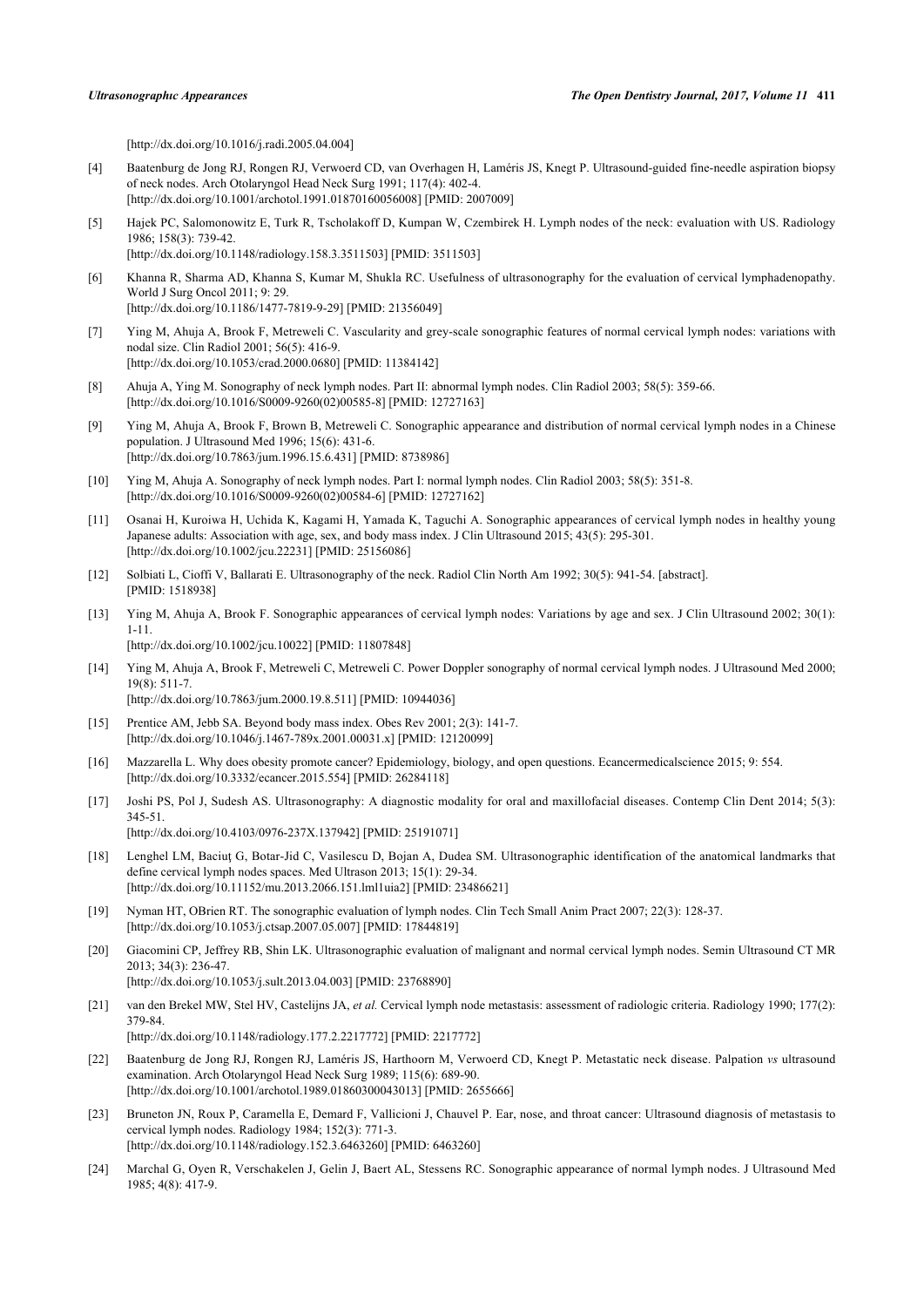[http://dx.doi.org/10.1016/j.radi.2005.04.004]

[4] Baatenburg de Jong RJ, Rongen RJ, Verwoerd CD, van Overhagen H, Laméris JS, Knegt P. Ultrasound-guided fine-needle aspiration biopsy of neck nodes. Arch Otolaryngol Head Neck Surg 1991; 117(4): 402-4.
[http://dx.doi.org/10.1001/archotol.1991.01870160056008] [PMID: 2007009]

[5] Hajek PC, Salomonowitz E, Turk R, Tscholakoff D, Kumpan W, Czembirek H. Lymph nodes of the neck: evaluation with US. Radiology 1986; 158(3): 739-42.
[http://dx.doi.org/10.1148/radiology.158.3.3511503] [PMID: 3511503]

[6] Khanna R, Sharma AD, Khanna S, Kumar M, Shukla RC. Usefulness of ultrasonography for the evaluation of cervical lymphadenopathy. World J Surg Oncol 2011; 9: 29.
[http://dx.doi.org/10.1186/1477-7819-9-29] [PMID: 21356049]

[7] Ying M, Ahuja A, Brook F, Metreweli C. Vascularity and grey-scale sonographic features of normal cervical lymph nodes: variations with nodal size. Clin Radiol 2001; 56(5): 416-9.
[http://dx.doi.org/10.1053/crad.2000.0680] [PMID: 11384142]

[8] Ahuja A, Ying M. Sonography of neck lymph nodes. Part II: abnormal lymph nodes. Clin Radiol 2003; 58(5): 359-66.
[http://dx.doi.org/10.1016/S0009-9260(02)00585-8] [PMID: 12727163]

[9] Ying M, Ahuja A, Brook F, Brown B, Metreweli C. Sonographic appearance and distribution of normal cervical lymph nodes in a Chinese population. J Ultrasound Med 1996; 15(6): 431-6.
[http://dx.doi.org/10.7863/jum.1996.15.6.431] [PMID: 8738986]

[10] Ying M, Ahuja A. Sonography of neck lymph nodes. Part I: normal lymph nodes. Clin Radiol 2003; 58(5): 351-8.
[http://dx.doi.org/10.1016/S0009-9260(02)00584-6] [PMID: 12727162]

[11] Osanai H, Kuroiwa H, Uchida K, Kagami H, Yamada K, Taguchi A. Sonographic appearances of cervical lymph nodes in healthy young Japanese adults: Association with age, sex, and body mass index. J Clin Ultrasound 2015; 43(5): 295-301.
[http://dx.doi.org/10.1002/jcu.22231] [PMID: 25156086]

[12] Solbiati L, Cioffi V, Ballarati E. Ultrasonography of the neck. Radiol Clin North Am 1992; 30(5): 941-54. [abstract].
[PMID: 1518938]

[13] Ying M, Ahuja A, Brook F. Sonographic appearances of cervical lymph nodes: Variations by age and sex. J Clin Ultrasound 2002; 30(1): 1-11.
[http://dx.doi.org/10.1002/jcu.10022] [PMID: 11807848]

[14] Ying M, Ahuja A, Brook F, Metreweli C, Metreweli C. Power Doppler sonography of normal cervical lymph nodes. J Ultrasound Med 2000; 19(8): 511-7.
[http://dx.doi.org/10.7863/jum.2000.19.8.511] [PMID: 10944036]

[15] Prentice AM, Jebb SA. Beyond body mass index. Obes Rev 2001; 2(3): 141-7.
[http://dx.doi.org/10.1046/j.1467-789x.2001.00031.x] [PMID: 12120099]

[16] Mazzarella L. Why does obesity promote cancer? Epidemiology, biology, and open questions. Ecancermedicalscience 2015; 9: 554.
[http://dx.doi.org/10.3332/ecancer.2015.554] [PMID: 26284118]

[17] Joshi PS, Pol J, Sudesh AS. Ultrasonography: A diagnostic modality for oral and maxillofacial diseases. Contemp Clin Dent 2014; 5(3): 345-51.
[http://dx.doi.org/10.4103/0976-237X.137942] [PMID: 25191071]

[18] Lenghel LM, Baciuţ G, Botar-Jid C, Vasilescu D, Bojan A, Dudea SM. Ultrasonographic identification of the anatomical landmarks that define cervical lymph nodes spaces. Med Ultrason 2013; 15(1): 29-34.
[http://dx.doi.org/10.11152/mu.2013.2066.151.lml1uia2] [PMID: 23486621]

[19] Nyman HT, OBrien RT. The sonographic evaluation of lymph nodes. Clin Tech Small Anim Pract 2007; 22(3): 128-37.
[http://dx.doi.org/10.1053/j.ctsap.2007.05.007] [PMID: 17844819]

[20] Giacomini CP, Jeffrey RB, Shin LK. Ultrasonographic evaluation of malignant and normal cervical lymph nodes. Semin Ultrasound CT MR 2013; 34(3): 236-47.
[http://dx.doi.org/10.1053/j.sult.2013.04.003] [PMID: 23768890]

[21] van den Brekel MW, Stel HV, Castelijns JA, *et al.* Cervical lymph node metastasis: assessment of radiologic criteria. Radiology 1990; 177(2): 379-84.
[http://dx.doi.org/10.1148/radiology.177.2.2217772] [PMID: 2217772]

[22] Baatenburg de Jong RJ, Rongen RJ, Laméris JS, Harthoorn M, Verwoerd CD, Knegt P. Metastatic neck disease. Palpation *vs* ultrasound examination. Arch Otolaryngol Head Neck Surg 1989; 115(6): 689-90.
[http://dx.doi.org/10.1001/archotol.1989.01860300043013] [PMID: 2655666]

[23] Bruneton JN, Roux P, Caramella E, Demard F, Vallicioni J, Chauvel P. Ear, nose, and throat cancer: Ultrasound diagnosis of metastasis to cervical lymph nodes. Radiology 1984; 152(3): 771-3.
[http://dx.doi.org/10.1148/radiology.152.3.6463260] [PMID: 6463260]

[24] Marchal G, Oyen R, Verschakelen J, Gelin J, Baert AL, Stessens RC. Sonographic appearance of normal lymph nodes. J Ultrasound Med 1985; 4(8): 417-9.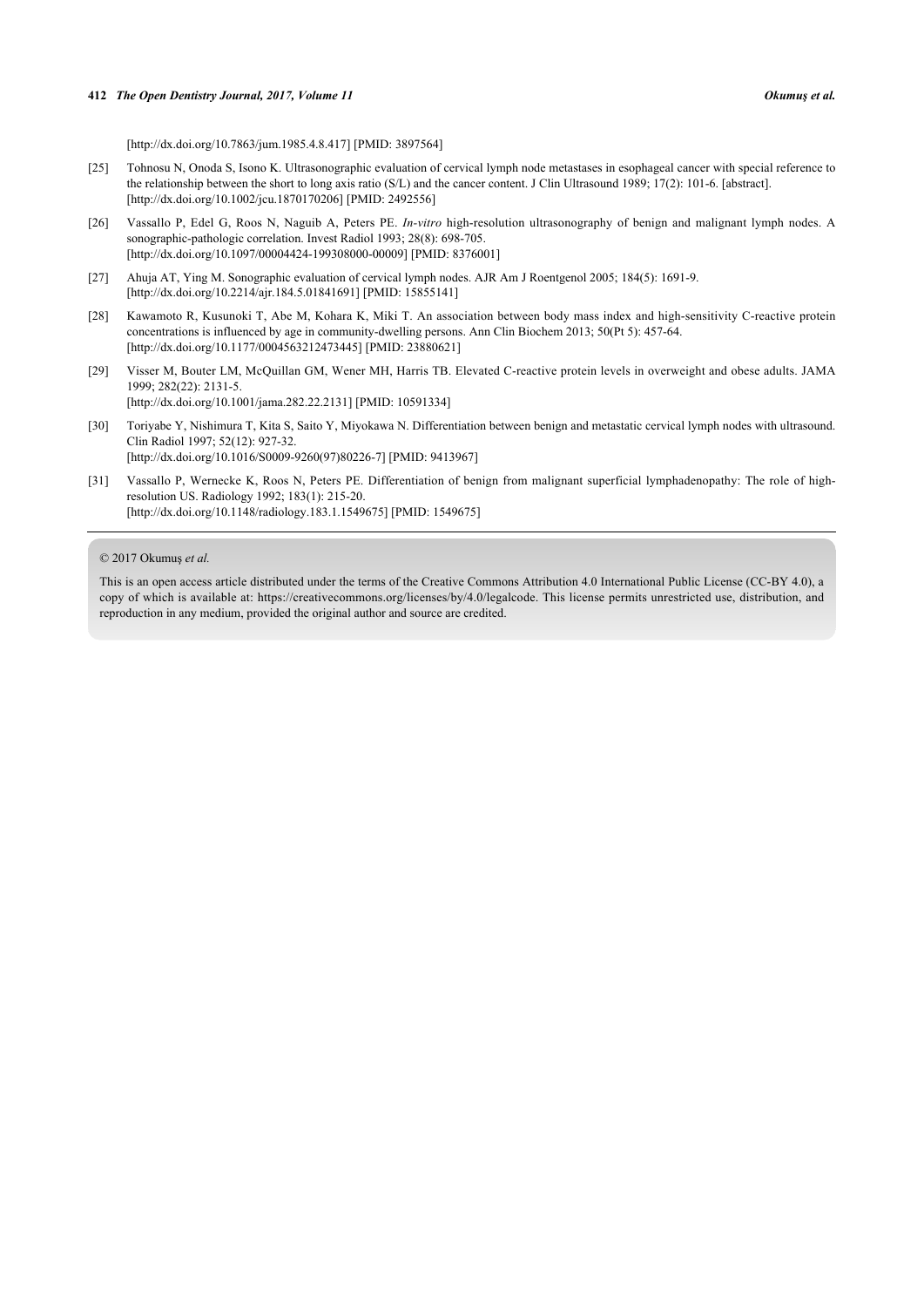[http://dx.doi.org/10.7863/jum.1985.4.8.417] [PMID: 3897564]

[25] Tohnosu N, Onoda S, Isono K. Ultrasonographic evaluation of cervical lymph node metastases in esophageal cancer with special reference to the relationship between the short to long axis ratio (S/L) and the cancer content. J Clin Ultrasound 1989; 17(2): 101-6. [abstract]. [http://dx.doi.org/10.1002/jcu.1870170206] [PMID: 2492556]

[26] Vassallo P, Edel G, Roos N, Naguib A, Peters PE. *In-vitro* high-resolution ultrasonography of benign and malignant lymph nodes. A sonographic-pathologic correlation. Invest Radiol 1993; 28(8): 698-705. [http://dx.doi.org/10.1097/00004424-199308000-00009] [PMID: 8376001]

[27] Ahuja AT, Ying M. Sonographic evaluation of cervical lymph nodes. AJR Am J Roentgenol 2005; 184(5): 1691-9. [http://dx.doi.org/10.2214/ajr.184.5.01841691] [PMID: 15855141]

[28] Kawamoto R, Kusunoki T, Abe M, Kohara K, Miki T. An association between body mass index and high-sensitivity C-reactive protein concentrations is influenced by age in community-dwelling persons. Ann Clin Biochem 2013; 50(Pt 5): 457-64. [http://dx.doi.org/10.1177/0004563212473445] [PMID: 23880621]

[29] Visser M, Bouter LM, McQuillan GM, Wener MH, Harris TB. Elevated C-reactive protein levels in overweight and obese adults. JAMA 1999; 282(22): 2131-5. [http://dx.doi.org/10.1001/jama.282.22.2131] [PMID: 10591334]

[30] Toriyabe Y, Nishimura T, Kita S, Saito Y, Miyokawa N. Differentiation between benign and metastatic cervical lymph nodes with ultrasound. Clin Radiol 1997; 52(12): 927-32. [http://dx.doi.org/10.1016/S0009-9260(97)80226-7] [PMID: 9413967]

[31] Vassallo P, Wernecke K, Roos N, Peters PE. Differentiation of benign from malignant superficial lymphadenopathy: The role of high-resolution US. Radiology 1992; 183(1): 215-20. [http://dx.doi.org/10.1148/radiology.183.1.1549675] [PMID: 1549675]

---

© 2017 Okumuş *et al.*

This is an open access article distributed under the terms of the Creative Commons Attribution 4.0 International Public License (CC-BY 4.0), a copy of which is available at: https://creativecommons.org/licenses/by/4.0/legalcode. This license permits unrestricted use, distribution, and reproduction in any medium, provided the original author and source are credited.